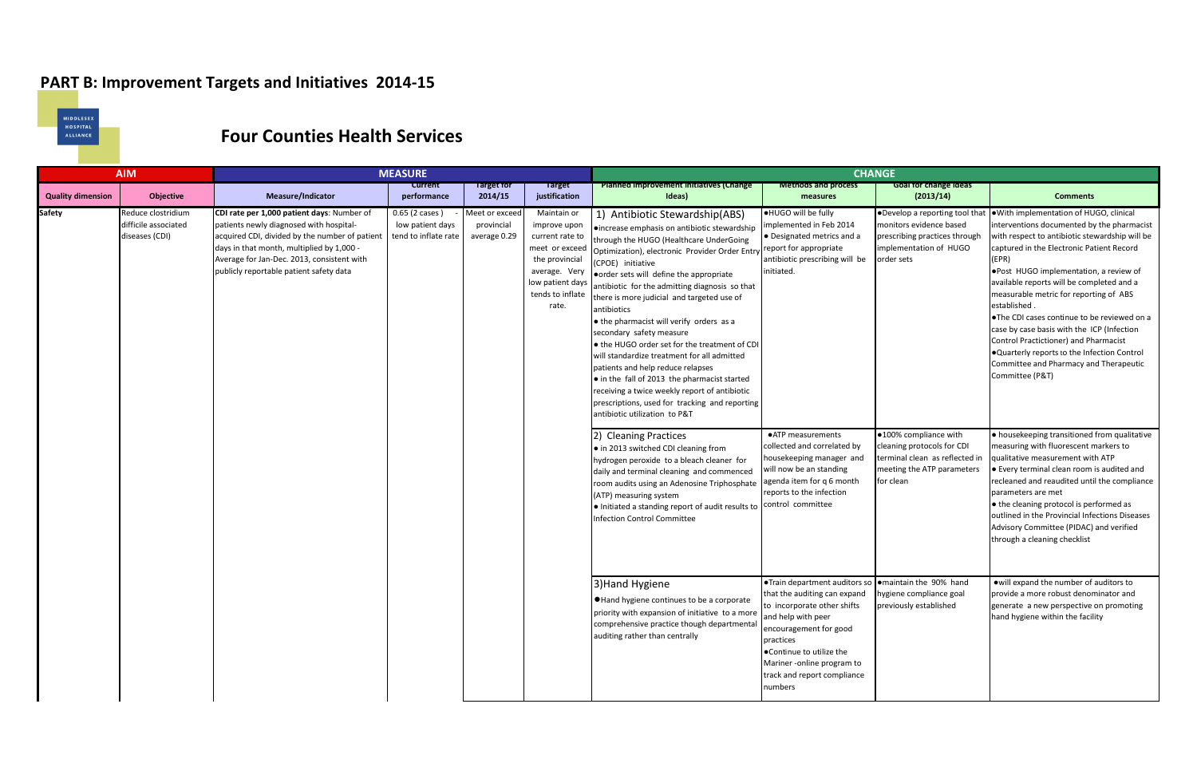## PART B: Improvement Targets and Initiatives 2014-15

MIDDLESEX HOSPITAL ALLIANCE

## Four Counties Health Services

| AIM | | MEASURE | | | | CHANGE | | | |
|---|---|---|---|---|---|---|---|---|---|
| Quality dimension | Objective | Measure/Indicator | Current performance | Target for 2014/15 | Target justification | Planned improvement initiatives (Change Ideas) | Methods and process measures | Goal for change ideas (2013/14) | Comments |
| Safety | Reduce clostridium difficile associated diseases (CDI) | **CDI rate per 1,000 patient days**: Number of patients newly diagnosed with hospital-acquired CDI, divided by the number of patient days in that month, multiplied by 1,000 - Average for Jan-Dec. 2013, consistent with publicly reportable patient safety data | 0.65 (2 cases) - low patient days tend to inflate rate | Meet or exceed provincial average 0.29 | Maintain or improve upon current rate to meet or exceed the provincial average. Very low patient days tends to inflate rate. | 1) Antibiotic Stewardship(ABS) •increase emphasis on antibiotic stewardship through the HUGO (Healthcare UnderGoing Optimization), electronic Provider Order Entry (CPOE) initiative •order sets will define the appropriate antibiotic for the admitting diagnosis so that there is more judicial and targeted use of antibiotics • the pharmacist will verify orders as a secondary safety measure • the HUGO order set for the treatment of CDI will standardize treatment for all admitted patients and help reduce relapses • in the fall of 2013 the pharmacist started receiving a twice weekly report of antibiotic prescriptions, used for tracking and reporting antibiotic utilization to P&T | •HUGO will be fully implemented in Feb 2014 • Designated metrics and a report for appropriate antibiotic prescribing will be initiated. | •Develop a reporting tool that monitors evidence based prescribing practices through implementation of HUGO order sets | •With implementation of HUGO, clinical interventions documented by the pharmacist with respect to antibiotic stewardship will be captured in the Electronic Patient Record (EPR) •Post HUGO implementation, a review of available reports will be completed and a measurable metric for reporting of ABS established . •The CDI cases continue to be reviewed on a case by case basis with the ICP (Infection Control Practictioner) and Pharmacist •Quarterly reports to the Infection Control Committee and Pharmacy and Therapeutic Committee (P&T) |
| | | | | | | 2) Cleaning Practices • in 2013 switched CDI cleaning from hydrogen peroxide to a bleach cleaner for daily and terminal cleaning and commenced room audits using an Adenosine Triphosphate (ATP) measuring system • Initiated a standing report of audit results to Infection Control Committee | •ATP measurements collected and correlated by housekeeping manager and will now be an standing agenda item for q 6 month reports to the infection control committee | •100% compliance with cleaning protocols for CDI terminal clean as reflected in meeting the ATP parameters for clean | • housekeeping transitioned from qualitative measuring with fluorescent markers to qualitative measurement with ATP • Every terminal clean room is audited and recleaned and reaudited until the compliance parameters are met • the cleaning protocol is performed as outlined in the Provincial Infections Diseases Advisory Committee (PIDAC) and verified through a cleaning checklist |
| | | | | | | 3)Hand Hygiene ●Hand hygiene continues to be a corporate priority with expansion of initiative to a more comprehensive practice though departmental auditing rather than centrally | •Train department auditors so that the auditing can expand to incorporate other shifts and help with peer encouragement for good practices •Continue to utilize the Mariner -online program to track and report compliance numbers | •maintain the 90% hand hygiene compliance goal previously established | •will expand the number of auditors to provide a more robust denominator and generate a new perspective on promoting hand hygiene within the facility |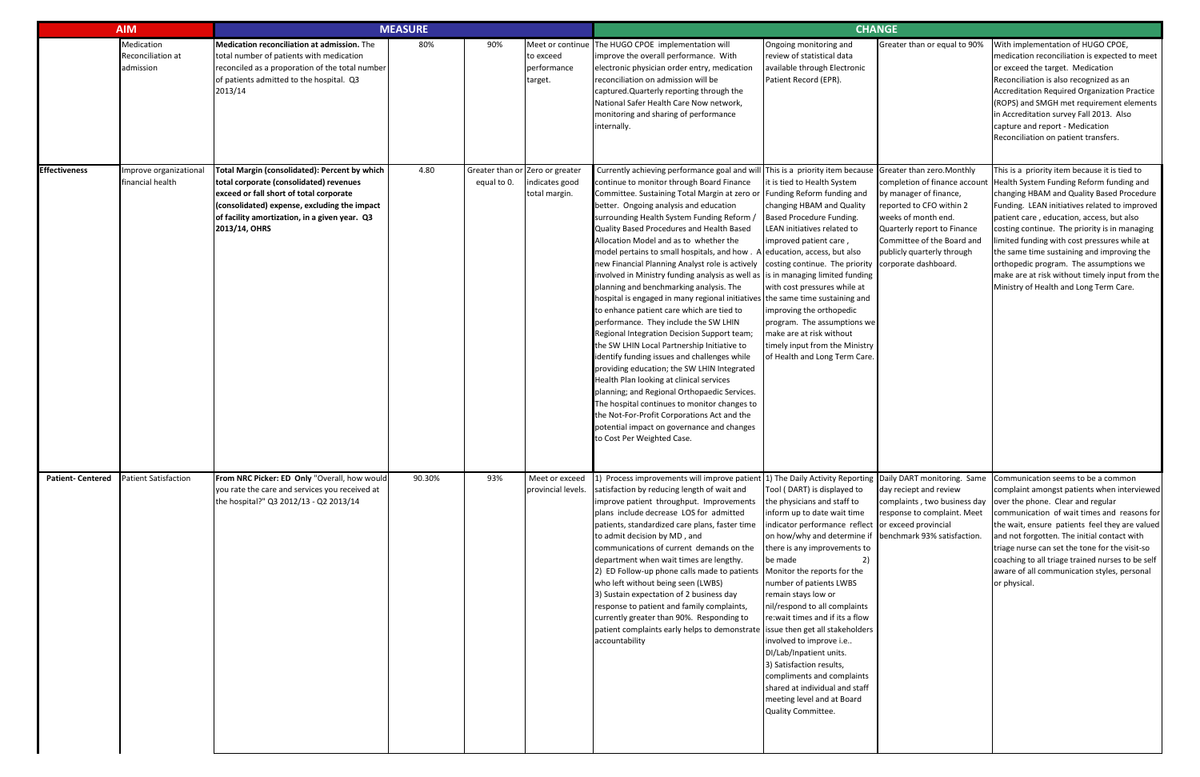| AIM | | MEASURE | | | | CHANGE | | | |
|---|---|---|---|---|---|---|---|---|---|
| | Medication Reconciliation at admission | **Medication reconciliation at admission.** The total number of patients with medication reconciled as a proporation of the total number of patients admitted to the hospital. Q3 2013/14 | 80% | 90% | Meet or continue to exceed performance target. | The HUGO CPOE implementation will improve the overall performance. With electronic physician order entry, medication reconciliation on admission will be captured.Quarterly reporting through the National Safer Health Care Now network, monitoring and sharing of performance internally. | Ongoing monitoring and review of statistical data available through Electronic Patient Record (EPR). | Greater than or equal to 90% | With implementation of HUGO CPOE, medication reconciliation is expected to meet or exceed the target. Medication Reconciliation is also recognized as an Accreditation Required Organization Practice (ROPS) and SMGH met requirement elements in Accreditation survey Fall 2013. Also capture and report - Medication Reconciliation on patient transfers. |
| **Effectiveness** | Improve organizational financial health | **Total Margin (consolidated): Percent by which total corporate (consolidated) revenues exceed or fall short of total corporate (consolidated) expense, excluding the impact of facility amortization, in a given year. Q3 2013/14, OHRS** | 4.80 | Greater than or equal to 0. | Zero or greater indicates good total margin. | Currently achieving performance goal and will continue to monitor through Board Finance Committee. Sustaining Total Margin at zero or better. Ongoing analysis and education surrounding Health System Funding Reform / Quality Based Procedures and Health Based Allocation Model and as to whether the model pertains to small hospitals, and how . A new Financial Planning Analyst role is actively involved in Ministry funding analysis as well as planning and benchmarking analysis. The hospital is engaged in many regional initiatives to enhance patient care which are tied to performance. They include the SW LHIN Regional Integration Decision Support team; the SW LHIN Local Partnership Initiative to identify funding issues and challenges while providing education; the SW LHIN Integrated Health Plan looking at clinical services planning; and Regional Orthopaedic Services. The hospital continues to monitor changes to the Not-For-Profit Corporations Act and the potential impact on governance and changes to Cost Per Weighted Case. | This is a priority item because it is tied to Health System changing HBAM and Quality Based Procedure Funding. LEAN initiatives related to improved patient care , education, access, but also costing continue. The priority is in managing limited funding with cost pressures while at the same time sustaining and improving the orthopedic program. The assumptions we make are at risk without timely input from the Ministry of Health and Long Term Care. | Greater than zero.Monthly completion of finance account by manager of finance, reported to CFO within 2 weeks of month end. Quarterly report to Finance Committee of the Board and publicly quarterly through corporate dashboard. | This is a priority item because it is tied to Health System Funding Reform funding and changing HBAM and Quality Based Procedure Funding. LEAN initiatives related to improved patient care , education, access, but also costing continue. The priority is in managing limited funding with cost pressures while at the same time sustaining and improving the orthopedic program. The assumptions we make are at risk without timely input from the Ministry of Health and Long Term Care. |
| **Patient- Centered** | Patient Satisfaction | **From NRC Picker: ED Only** "Overall, how would you rate the care and services you received at the hospital?" Q3 2012/13 - Q2 2013/14 | 90.30% | 93% | Meet or exceed provincial levels. | 1) Process improvements will improve patient satisfaction by reducing length of wait and improve patient throughput. Improvements plans include decrease LOS for admitted patients, standardized care plans, faster time to admit decision by MD , and communications of current demands on the department when wait times are lengthy. 2) ED Follow-up phone calls made to patients who left without being seen (LWBS) 3) Sustain expectation of 2 business day response to patient and family complaints, currently greater than 90%. Responding to patient complaints early helps to demonstrate accountability | 1) The Daily Activity Reporting Tool ( DART) is displayed to the physicians and staff to inform up to date wait time indicator performance reflect on how/why and determine if there is any improvements to be made 2) Monitor the reports for the number of patients LWBS remain stays low or nil/respond to all complaints re:wait times and if its a flow issue then get all stakeholders involved to improve i.e.. DI/Lab/Inpatient units. 3) Satisfaction results, compliments and complaints shared at individual and staff meeting level and at Board Quality Committee. | Daily DART monitoring. Same day reciept and review complaints , two business day response to complaint. Meet or exceed provincial benchmark 93% satisfaction. | Communication seems to be a common complaint amongst patients when interviewed over the phone. Clear and regular communication of wait times and reasons for the wait, ensure patients feel they are valued and not forgotten. The initial contact with triage nurse can set the tone for the visit-so coaching to all triage trained nurses to be self aware of all communication styles, personal or physical. |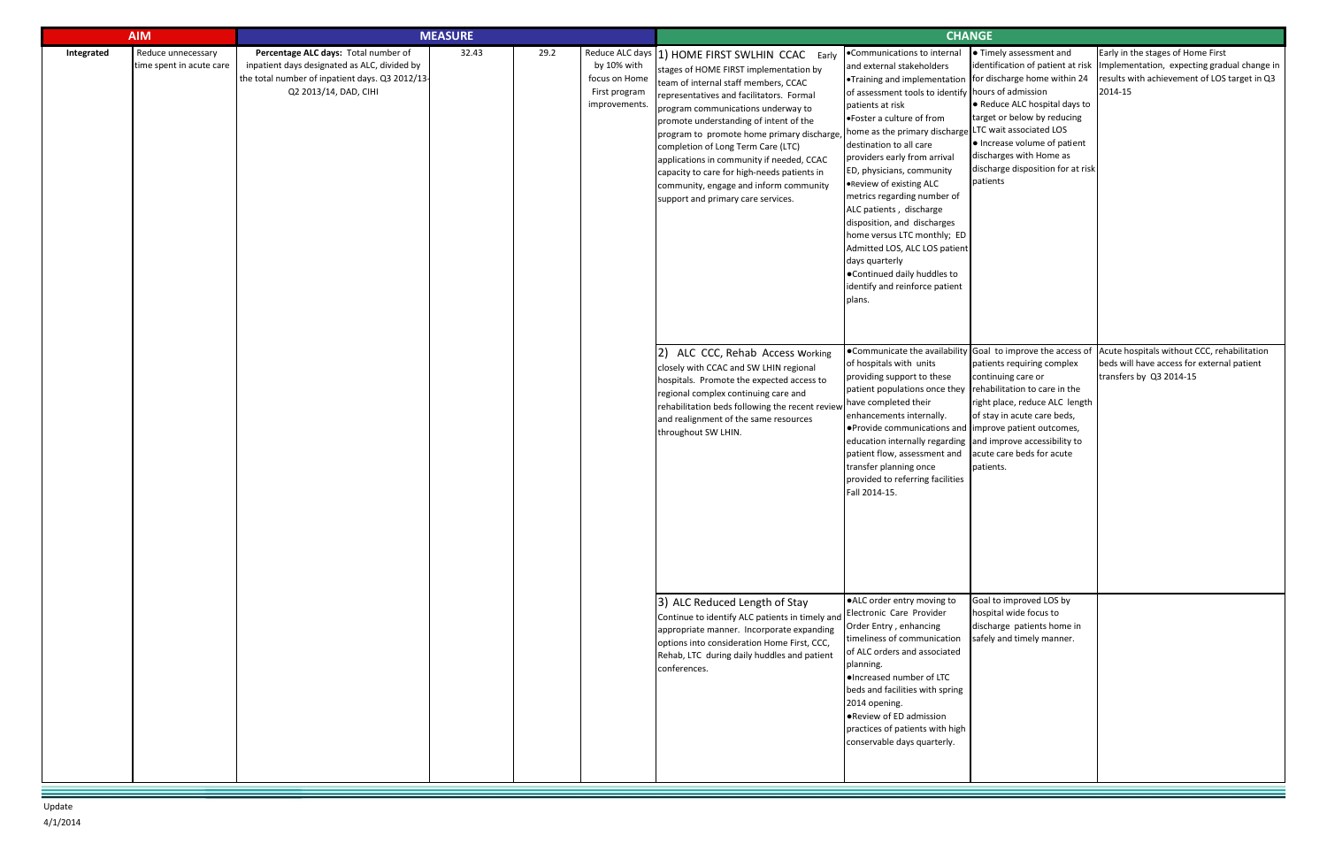| AIM | | MEASURE | | | | CHANGE | | | |
|---|---|---|---|---|---|---|---|---|---|
| **Integrated** | Reduce unnecessary time spent in acute care | **Percentage ALC days:** Total number of inpatient days designated as ALC, divided by the total number of inpatient days. Q3 2012/13-Q2 2013/14, DAD, CIHI | 32.43 | 29.2 | Reduce ALC days by 10% with focus on Home First program improvements. | 1) HOME FIRST SWLHIN CCAC Early stages of HOME FIRST implementation by team of internal staff members, CCAC representatives and facilitators. Formal program communications underway to promote understanding of intent of the program to promote home primary discharge, completion of Long Term Care (LTC) applications in community if needed, CCAC capacity to care for high-needs patients in community, engage and inform community support and primary care services. | •Communications to internal and external stakeholders •Training and implementation of assessment tools to identify patients at risk •Foster a culture of from home as the primary discharge destination to all care providers early from arrival ED, physicians, community •Review of existing ALC metrics regarding number of ALC patients , discharge disposition, and discharges home versus LTC monthly; ED Admitted LOS, ALC LOS patient days quarterly •Continued daily huddles to identify and reinforce patient plans. | • Timely assessment and identification of patient at risk for discharge home within 24 hours of admission • Reduce ALC hospital days to target or below by reducing LTC wait associated LOS • Increase volume of patient discharges with Home as discharge disposition for at risk patients | Early in the stages of Home First Implementation, expecting gradual change in results with achievement of LOS target in Q3 2014-15 |
| | | | | | | 2) ALC CCC, Rehab Access Working closely with CCAC and SW LHIN regional hospitals. Promote the expected access to regional complex continuing care and rehabilitation beds following the recent review and realignment of the same resources throughout SW LHIN. | •Communicate the availability of hospitals with units providing support to these patient populations once they have completed their enhancements internally. •Provide communications and education internally regarding patient flow, assessment and transfer planning once provided to referring facilities Fall 2014-15. | Goal to improve the access of patients requiring complex continuing care or rehabilitation to care in the right place, reduce ALC length of stay in acute care beds, improve patient outcomes, and improve accessibility to acute care beds for acute patients. | Acute hospitals without CCC, rehabilitation beds will have access for external patient transfers by Q3 2014-15 |
| | | | | | | 3) ALC Reduced Length of Stay Continue to identify ALC patients in timely and appropriate manner. Incorporate expanding options into consideration Home First, CCC, Rehab, LTC during daily huddles and patient conferences. | •ALC order entry moving to Electronic Care Provider Order Entry , enhancing timeliness of communication of ALC orders and associated planning. •Increased number of LTC beds and facilities with spring 2014 opening. •Review of ED admission practices of patients with high conservable days quarterly. | Goal to improved LOS by hospital wide focus to discharge patients home in safely and timely manner. | |

Update
4/1/2014